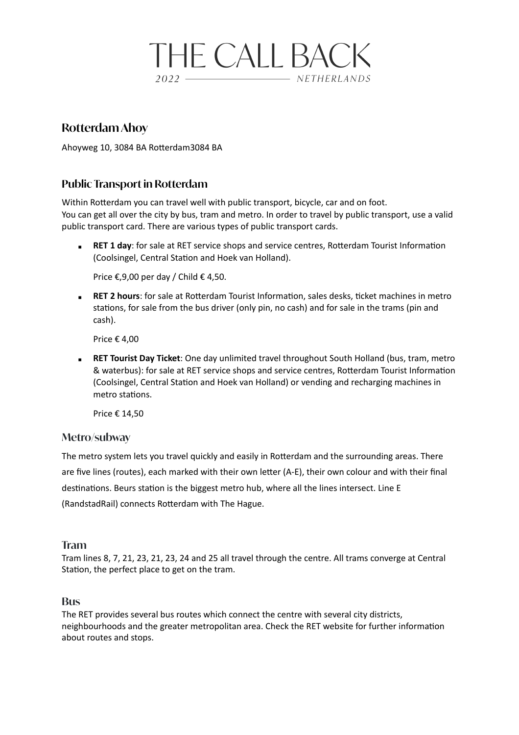# THE CALL BACK

*2022 — NETHERLANDS*

## Rotterdam Ahoy

Ahoyweg 10, 3084 BA Rotterdam3084 BA

## Public Transport in Rotterdam

Within Rotterdam you can travel well with public transport, bicycle, car and on foot.
You can get all over the city by bus, tram and metro. In order to travel by public transport, use a valid public transport card. There are various types of public transport cards.

- **RET 1 day**: for sale at RET service shops and service centres, Rotterdam Tourist Information (Coolsingel, Central Station and Hoek van Holland).

  Price €,9,00 per day / Child € 4,50.

- **RET 2 hours**: for sale at Rotterdam Tourist Information, sales desks, ticket machines in metro stations, for sale from the bus driver (only pin, no cash) and for sale in the trams (pin and cash).

  Price € 4,00

- **RET Tourist Day Ticket**: One day unlimited travel throughout South Holland (bus, tram, metro & waterbus): for sale at RET service shops and service centres, Rotterdam Tourist Information (Coolsingel, Central Station and Hoek van Holland) or vending and recharging machines in metro stations.

  Price € 14,50

### Metro/subway

The metro system lets you travel quickly and easily in Rotterdam and the surrounding areas. There are five lines (routes), each marked with their own letter (A-E), their own colour and with their final destinations. Beurs station is the biggest metro hub, where all the lines intersect. Line E (RandstadRail) connects Rotterdam with The Hague.

### Tram

Tram lines 8, 7, 21, 23, 21, 23, 24 and 25 all travel through the centre. All trams converge at Central Station, the perfect place to get on the tram.

### Bus

The RET provides several bus routes which connect the centre with several city districts, neighbourhoods and the greater metropolitan area. Check the RET website for further information about routes and stops.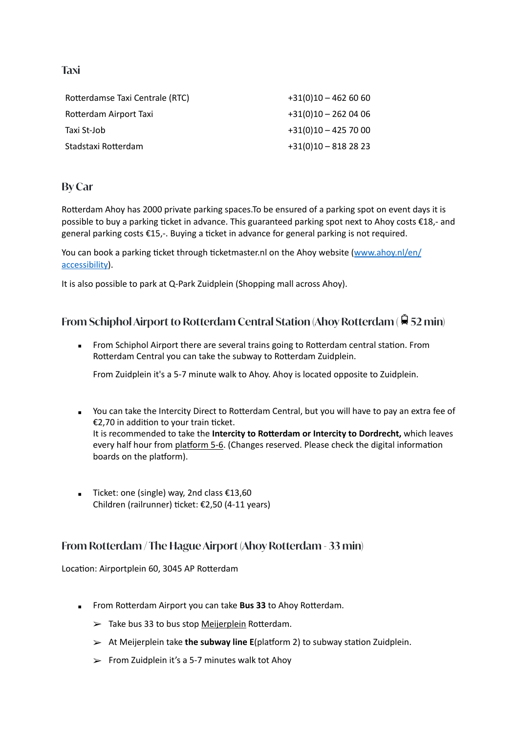## Taxi

| | |
|---|---|
| Rotterdamse Taxi Centrale (RTC) | +31(0)10 – 462 60 60 |
| Rotterdam Airport Taxi | +31(0)10 – 262 04 06 |
| Taxi St-Job | +31(0)10 – 425 70 00 |
| Stadstaxi Rotterdam | +31(0)10 – 818 28 23 |

## By Car

Rotterdam Ahoy has 2000 private parking spaces.To be ensured of a parking spot on event days it is possible to buy a parking ticket in advance. This guaranteed parking spot next to Ahoy costs €18,- and general parking costs €15,-. Buying a ticket in advance for general parking is not required.

You can book a parking ticket through ticketmaster.nl on the Ahoy website ([www.ahoy.nl/en/accessibility](www.ahoy.nl/en/accessibility)).

It is also possible to park at Q-Park Zuidplein (Shopping mall across Ahoy).

## From Schiphol Airport to Rotterdam Central Station (Ahoy Rotterdam ( 🚊 52 min)

- From Schiphol Airport there are several trains going to Rotterdam central station. From Rotterdam Central you can take the subway to Rotterdam Zuidplein.

  From Zuidplein it's a 5-7 minute walk to Ahoy. Ahoy is located opposite to Zuidplein.

- You can take the Intercity Direct to Rotterdam Central, but you will have to pay an extra fee of €2,70 in addition to your train ticket.
  It is recommended to take the **Intercity to Rotterdam or Intercity to Dordrecht,** which leaves every half hour from platform 5-6. (Changes reserved. Please check the digital information boards on the platform).

- Ticket: one (single) way, 2nd class €13,60
  Children (railrunner) ticket: €2,50 (4-11 years)

## From Rotterdam / The Hague Airport (Ahoy Rotterdam - 33 min)

Location: Airportplein 60, 3045 AP Rotterdam

- From Rotterdam Airport you can take **Bus 33** to Ahoy Rotterdam.
  - Take bus 33 to bus stop Meijerplein Rotterdam.
  - At Meijerplein take **the subway line E**(platform 2) to subway station Zuidplein.
  - From Zuidplein it's a 5-7 minutes walk tot Ahoy